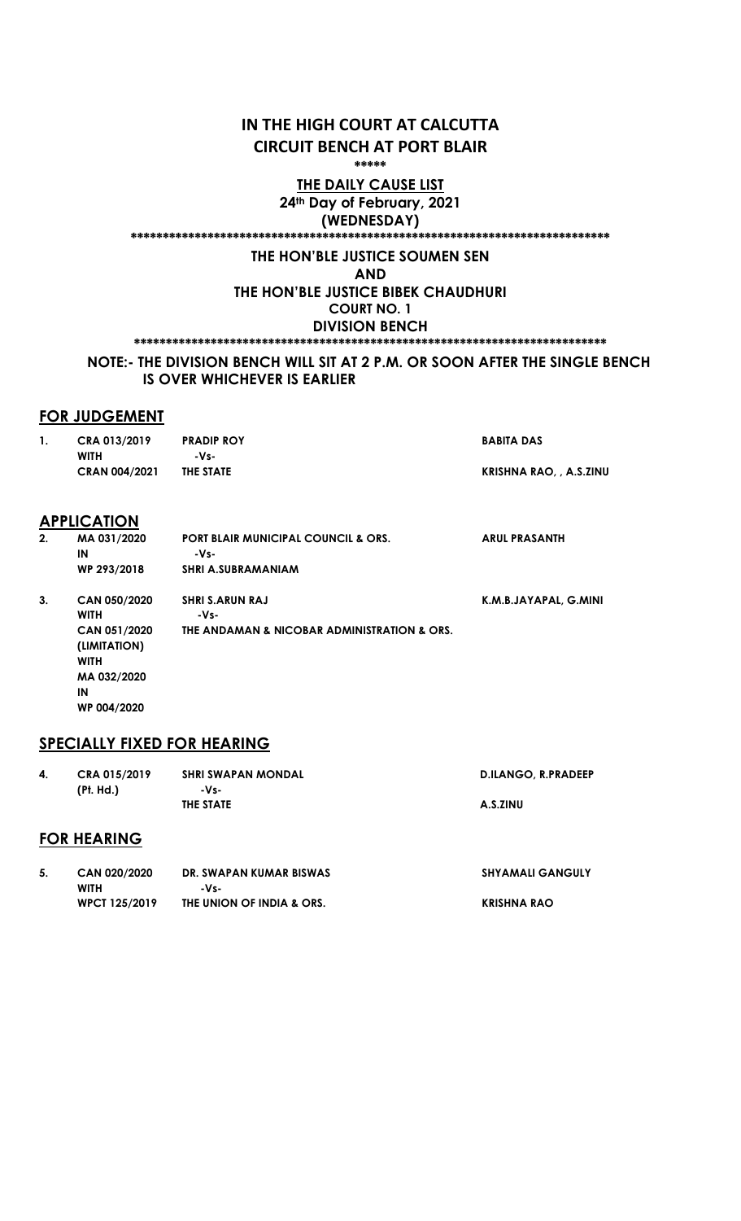# IN THE HIGH COURT AT CALCUTTA
## CIRCUIT BENCH AT PORT BLAIR

\*\*\*\*\*

**THE DAILY CAUSE LIST**

**24th Day of February, 2021**

**(WEDNESDAY)**

\*\*\*\*\*\*\*\*\*\*\*\*\*\*\*\*\*\*\*\*\*\*\*\*\*\*\*\*\*\*\*\*\*\*\*\*\*\*\*\*\*\*\*\*\*\*\*\*\*\*\*\*\*\*\*\*\*\*\*\*\*\*\*\*\*\*\*\*\*\*\*\*\*\*\*\*

**THE HON'BLE JUSTICE SOUMEN SEN**

**AND**

**THE HON'BLE JUSTICE BIBEK CHAUDHURI**

**COURT NO. 1**

**DIVISION BENCH**

\*\*\*\*\*\*\*\*\*\*\*\*\*\*\*\*\*\*\*\*\*\*\*\*\*\*\*\*\*\*\*\*\*\*\*\*\*\*\*\*\*\*\*\*\*\*\*\*\*\*\*\*\*\*\*\*\*\*\*\*\*\*\*\*\*\*\*\*\*\*\*\*\*\*\*\*

**NOTE:- THE DIVISION BENCH WILL SIT AT 2 P.M. OR SOON AFTER THE SINGLE BENCH IS OVER WHICHEVER IS EARLIER**

## FOR JUDGEMENT

| | | | |
|---|---|---|---|
| 1. | CRA 013/2019<br>WITH<br>CRAN 004/2021 | PRADIP ROY<br>-Vs-<br>THE STATE | BABITA DAS<br><br>KRISHNA RAO, , A.S.ZINU |

## APPLICATION

| | | | |
|---|---|---|---|
| 2. | MA 031/2020<br>IN<br>WP 293/2018 | PORT BLAIR MUNICIPAL COUNCIL & ORS.<br>-Vs-<br>SHRI A.SUBRAMANIAM | ARUL PRASANTH |
| 3. | CAN 050/2020<br>WITH<br>CAN 051/2020<br>(LIMITATION)<br>WITH<br>MA 032/2020<br>IN<br>WP 004/2020 | SHRI S.ARUN RAJ<br>-Vs-<br>THE ANDAMAN & NICOBAR ADMINISTRATION & ORS. | K.M.B.JAYAPAL, G.MINI |

## SPECIALLY FIXED FOR HEARING

| | | | |
|---|---|---|---|
| 4. | CRA 015/2019<br>(Pt. Hd.) | SHRI SWAPAN MONDAL<br>-Vs-<br>THE STATE | D.ILANGO, R.PRADEEP<br><br>A.S.ZINU |

## FOR HEARING

| | | | |
|---|---|---|---|
| 5. | CAN 020/2020<br>WITH<br>WPCT 125/2019 | DR. SWAPAN KUMAR BISWAS<br>-Vs-<br>THE UNION OF INDIA & ORS. | SHYAMALI GANGULY<br><br>KRISHNA RAO |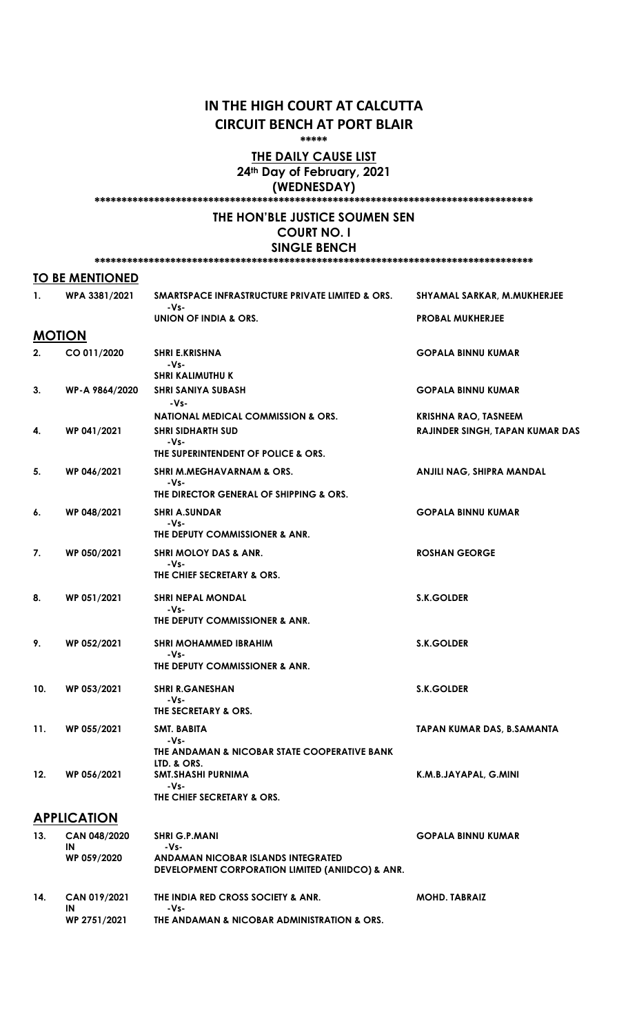# IN THE HIGH COURT AT CALCUTTA
## CIRCUIT BENCH AT PORT BLAIR

\*\*\*\*\*

**THE DAILY CAUSE LIST**

**24th Day of February, 2021**

**(WEDNESDAY)**

\*\*\*\*\*\*\*\*\*\*\*\*\*\*\*\*\*\*\*\*\*\*\*\*\*\*\*\*\*\*\*\*\*\*\*\*\*\*\*\*\*\*\*\*\*\*\*\*\*\*\*\*\*\*\*\*\*\*\*\*\*\*\*\*\*\*\*\*\*\*\*\*\*\*\*\*\*\*\*\*\*\*\*\*

**THE HON'BLE JUSTICE SOUMEN SEN**

**COURT NO. I**

**SINGLE BENCH**

\*\*\*\*\*\*\*\*\*\*\*\*\*\*\*\*\*\*\*\*\*\*\*\*\*\*\*\*\*\*\*\*\*\*\*\*\*\*\*\*\*\*\*\*\*\*\*\*\*\*\*\*\*\*\*\*\*\*\*\*\*\*\*\*\*\*\*\*\*\*\*\*\*\*\*\*\*\*\*\*\*\*\*\*

### TO BE MENTIONED

| | | | |
|---|---|---|---|
| 1. | WPA 3381/2021 | SMARTSPACE INFRASTRUCTURE PRIVATE LIMITED & ORS.<br>-Vs-<br>UNION OF INDIA & ORS. | SHYAMAL SARKAR, M.MUKHERJEE<br><br>PROBAL MUKHERJEE |

### MOTION

| | | | |
|---|---|---|---|
| 2. | CO 011/2020 | SHRI E.KRISHNA<br>-Vs-<br>SHRI KALIMUTHU K | GOPALA BINNU KUMAR |
| 3. | WP-A 9864/2020 | SHRI SANIYA SUBASH<br>-Vs-<br>NATIONAL MEDICAL COMMISSION & ORS. | GOPALA BINNU KUMAR<br><br>KRISHNA RAO, TASNEEM |
| 4. | WP 041/2021 | SHRI SIDHARTH SUD<br>-Vs-<br>THE SUPERINTENDENT OF POLICE & ORS. | RAJINDER SINGH, TAPAN KUMAR DAS |
| 5. | WP 046/2021 | SHRI M.MEGHAVARNAM & ORS.<br>-Vs-<br>THE DIRECTOR GENERAL OF SHIPPING & ORS. | ANJILI NAG, SHIPRA MANDAL |
| 6. | WP 048/2021 | SHRI A.SUNDAR<br>-Vs-<br>THE DEPUTY COMMISSIONER & ANR. | GOPALA BINNU KUMAR |
| 7. | WP 050/2021 | SHRI MOLOY DAS & ANR.<br>-Vs-<br>THE CHIEF SECRETARY & ORS. | ROSHAN GEORGE |
| 8. | WP 051/2021 | SHRI NEPAL MONDAL<br>-Vs-<br>THE DEPUTY COMMISSIONER & ANR. | S.K.GOLDER |
| 9. | WP 052/2021 | SHRI MOHAMMED IBRAHIM<br>-Vs-<br>THE DEPUTY COMMISSIONER & ANR. | S.K.GOLDER |
| 10. | WP 053/2021 | SHRI R.GANESHAN<br>-Vs-<br>THE SECRETARY & ORS. | S.K.GOLDER |
| 11. | WP 055/2021 | SMT. BABITA<br>-Vs-<br>THE ANDAMAN & NICOBAR STATE COOPERATIVE BANK LTD. & ORS. | TAPAN KUMAR DAS, B.SAMANTA |
| 12. | WP 056/2021 | SMT.SHASHI PURNIMA<br>-Vs-<br>THE CHIEF SECRETARY & ORS. | K.M.B.JAYAPAL, G.MINI |

### APPLICATION

| | | | |
|---|---|---|---|
| 13. | CAN 048/2020<br>IN<br>WP 059/2020 | SHRI G.P.MANI<br>-Vs-<br>ANDAMAN NICOBAR ISLANDS INTEGRATED DEVELOPMENT CORPORATION LIMITED (ANIIDCO) & ANR. | GOPALA BINNU KUMAR |
| 14. | CAN 019/2021<br>IN<br>WP 2751/2021 | THE INDIA RED CROSS SOCIETY & ANR.<br>-Vs-<br>THE ANDAMAN & NICOBAR ADMINISTRATION & ORS. | MOHD. TABRAIZ |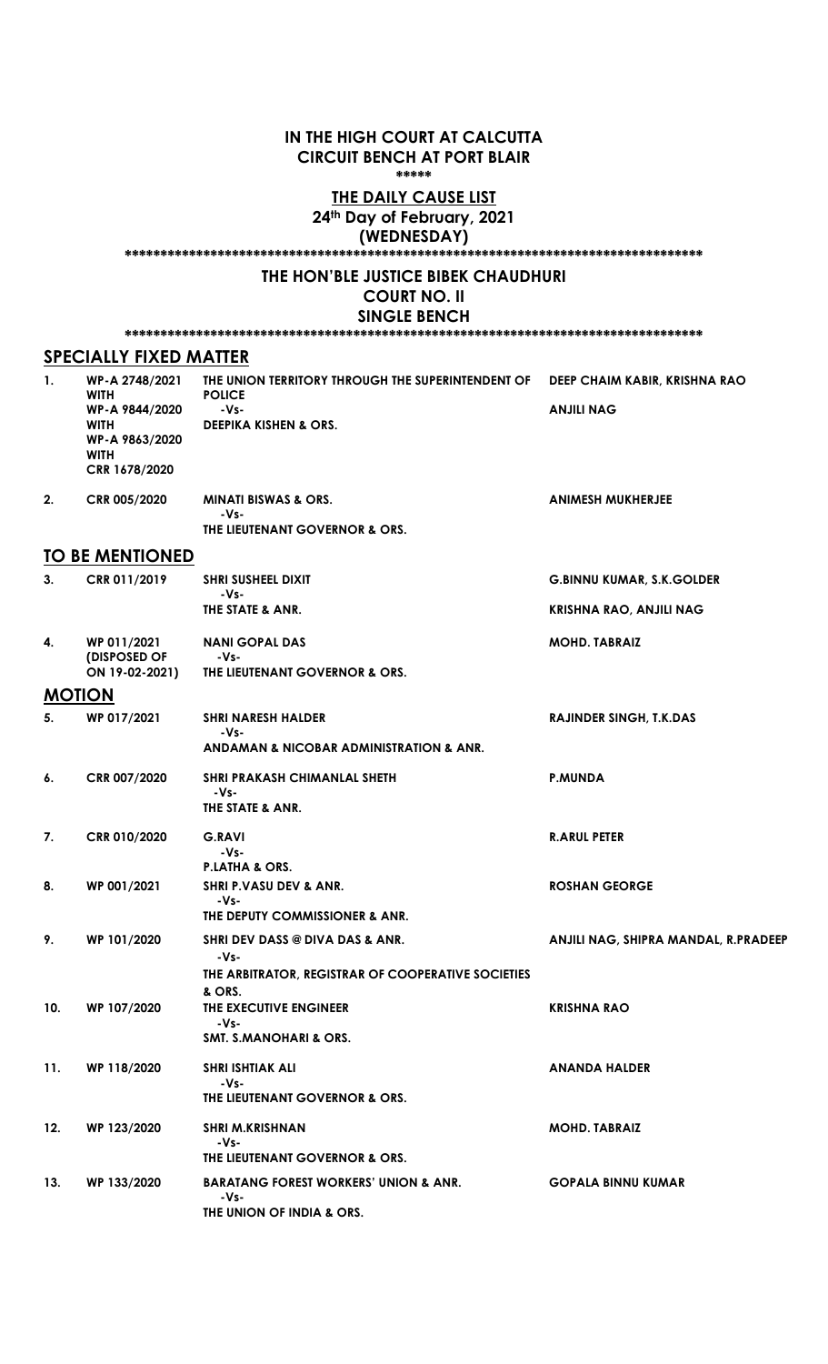**IN THE HIGH COURT AT CALCUTTA**
**CIRCUIT BENCH AT PORT BLAIR**
*****

**THE DAILY CAUSE LIST**
**24th Day of February, 2021**
**(WEDNESDAY)**

**THE HON'BLE JUSTICE BIBEK CHAUDHURI**
**COURT NO. II**
**SINGLE BENCH**

## SPECIALLY FIXED MATTER

| No. | Case No. | Parties | Advocates |
|---|---|---|---|
| 1. | WP-A 2748/2021 WITH WP-A 9844/2020 WITH WP-A 9863/2020 WITH CRR 1678/2020 | THE UNION TERRITORY THROUGH THE SUPERINTENDENT OF POLICE -Vs- DEEPIKA KISHEN & ORS. | DEEP CHAIM KABIR, KRISHNA RAO / ANJILI NAG |
| 2. | CRR 005/2020 | MINATI BISWAS & ORS. -Vs- THE LIEUTENANT GOVERNOR & ORS. | ANIMESH MUKHERJEE |

## TO BE MENTIONED

| No. | Case No. | Parties | Advocates |
|---|---|---|---|
| 3. | CRR 011/2019 | SHRI SUSHEEL DIXIT -Vs- THE STATE & ANR. | G.BINNU KUMAR, S.K.GOLDER / KRISHNA RAO, ANJILI NAG |
| 4. | WP 011/2021 (DISPOSED OF ON 19-02-2021) | NANI GOPAL DAS -Vs- THE LIEUTENANT GOVERNOR & ORS. | MOHD. TABRAIZ |

## MOTION

| No. | Case No. | Parties | Advocates |
|---|---|---|---|
| 5. | WP 017/2021 | SHRI NARESH HALDER -Vs- ANDAMAN & NICOBAR ADMINISTRATION & ANR. | RAJINDER SINGH, T.K.DAS |
| 6. | CRR 007/2020 | SHRI PRAKASH CHIMANLAL SHETH -Vs- THE STATE & ANR. | P.MUNDA |
| 7. | CRR 010/2020 | G.RAVI -Vs- P.LATHA & ORS. | R.ARUL PETER |
| 8. | WP 001/2021 | SHRI P.VASU DEV & ANR. -Vs- THE DEPUTY COMMISSIONER & ANR. | ROSHAN GEORGE |
| 9. | WP 101/2020 | SHRI DEV DASS @ DIVA DAS & ANR. -Vs- THE ARBITRATOR, REGISTRAR OF COOPERATIVE SOCIETIES & ORS. | ANJILI NAG, SHIPRA MANDAL, R.PRADEEP |
| 10. | WP 107/2020 | THE EXECUTIVE ENGINEER -Vs- SMT. S.MANOHARI & ORS. | KRISHNA RAO |
| 11. | WP 118/2020 | SHRI ISHTIAK ALI -Vs- THE LIEUTENANT GOVERNOR & ORS. | ANANDA HALDER |
| 12. | WP 123/2020 | SHRI M.KRISHNAN -Vs- THE LIEUTENANT GOVERNOR & ORS. | MOHD. TABRAIZ |
| 13. | WP 133/2020 | BARATANG FOREST WORKERS' UNION & ANR. -Vs- THE UNION OF INDIA & ORS. | GOPALA BINNU KUMAR |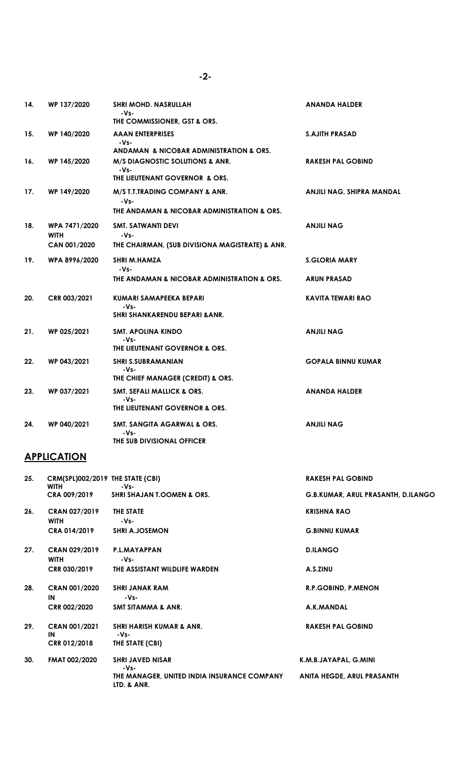| | | | |
|---|---|---|---|
| 14. | WP 137/2020 | SHRI MOHD. NASRULLAH<br>-Vs-<br>THE COMMISSIONER, GST & ORS. | ANANDA HALDER |
| 15. | WP 140/2020 | AAAN ENTERPRISES<br>-Vs-<br>ANDAMAN & NICOBAR ADMINISTRATION & ORS. | S.AJITH PRASAD |
| 16. | WP 145/2020 | M/S DIAGNOSTIC SOLUTIONS & ANR.<br>-Vs-<br>THE LIEUTENANT GOVERNOR & ORS. | RAKESH PAL GOBIND |
| 17. | WP 149/2020 | M/S T.T.TRADING COMPANY & ANR.<br>-Vs-<br>THE ANDAMAN & NICOBAR ADMINISTRATION & ORS. | ANJILI NAG, SHIPRA MANDAL |
| 18. | WPA 7471/2020<br>WITH<br>CAN 001/2020 | SMT. SATWANTI DEVI<br>-Vs-<br>THE CHAIRMAN, (SUB DIVISIONA MAGISTRATE) & ANR. | ANJILI NAG |
| 19. | WPA 8996/2020 | SHRI M.HAMZA<br>-Vs-<br>THE ANDAMAN & NICOBAR ADMINISTRATION & ORS. | S.GLORIA MARY<br><br>ARUN PRASAD |
| 20. | CRR 003/2021 | KUMARI SAMAPEEKA BEPARI<br>-Vs-<br>SHRI SHANKARENDU BEPARI &ANR. | KAVITA TEWARI RAO |
| 21. | WP 025/2021 | SMT. APOLINA KINDO<br>-Vs-<br>THE LIEUTENANT GOVERNOR & ORS. | ANJILI NAG |
| 22. | WP 043/2021 | SHRI S.SUBRAMANIAN<br>-Vs-<br>THE CHIEF MANAGER (CREDIT) & ORS. | GOPALA BINNU KUMAR |
| 23. | WP 037/2021 | SMT. SEFALI MALLICK & ORS.<br>-Vs-<br>THE LIEUTENANT GOVERNOR & ORS. | ANANDA HALDER |
| 24. | WP 040/2021 | SMT. SANGITA AGARWAL & ORS.<br>-Vs-<br>THE SUB DIVISIONAL OFFICER | ANJILI NAG |

## APPLICATION

| | | | |
|---|---|---|---|
| 25. | CRM(SPL)002/2019<br>WITH<br>CRA 009/2019 | THE STATE (CBI)<br>-Vs-<br>SHRI SHAJAN T.OOMEN & ORS. | RAKESH PAL GOBIND<br><br>G.B.KUMAR, ARUL PRASANTH, D.ILANGO |
| 26. | CRAN 027/2019<br>WITH<br>CRA 014/2019 | THE STATE<br>-Vs-<br>SHRI A.JOSEMON | KRISHNA RAO<br><br>G.BINNU KUMAR |
| 27. | CRAN 029/2019<br>WITH<br>CRR 030/2019 | P.L.MAYAPPAN<br>-Vs-<br>THE ASSISTANT WILDLIFE WARDEN | D.ILANGO<br><br>A.S.ZINU |
| 28. | CRAN 001/2020<br>IN<br>CRR 002/2020 | SHRI JANAK RAM<br>-Vs-<br>SMT SITAMMA & ANR. | R.P.GOBIND, P.MENON<br><br>A.K.MANDAL |
| 29. | CRAN 001/2021<br>IN<br>CRR 012/2018 | SHRI HARISH KUMAR & ANR.<br>-Vs-<br>THE STATE (CBI) | RAKESH PAL GOBIND |
| 30. | FMAT 002/2020 | SHRI JAVED NISAR<br>-Vs-<br>THE MANAGER, UNITED INDIA INSURANCE COMPANY LTD. & ANR. | K.M.B.JAYAPAL, G.MINI<br><br>ANITA HEGDE, ARUL PRASANTH |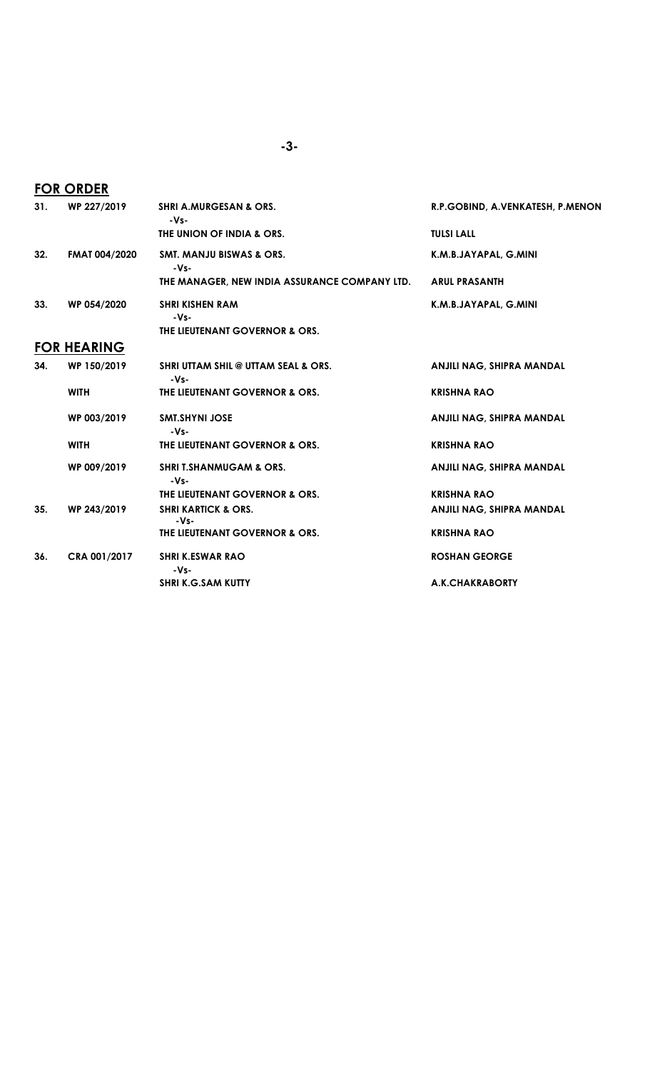## FOR ORDER

| | | | |
|---|---|---|---|
| 31. | WP 227/2019 | SHRI A.MURGESAN & ORS.<br>-Vs-<br>THE UNION OF INDIA & ORS. | R.P.GOBIND, A.VENKATESH, P.MENON<br><br>TULSI LALL |
| 32. | FMAT 004/2020 | SMT. MANJU BISWAS & ORS.<br>-Vs-<br>THE MANAGER, NEW INDIA ASSURANCE COMPANY LTD. | K.M.B.JAYAPAL, G.MINI<br><br>ARUL PRASANTH |
| 33. | WP 054/2020 | SHRI KISHEN RAM<br>-Vs-<br>THE LIEUTENANT GOVERNOR & ORS. | K.M.B.JAYAPAL, G.MINI |

## FOR HEARING

| | | | |
|---|---|---|---|
| 34. | WP 150/2019 | SHRI UTTAM SHIL @ UTTAM SEAL & ORS.<br>-Vs-<br>THE LIEUTENANT GOVERNOR & ORS. | ANJILI NAG, SHIPRA MANDAL<br><br>KRISHNA RAO |
| | WITH | | |
| | WP 003/2019 | SMT.SHYNI JOSE<br>-Vs-<br>THE LIEUTENANT GOVERNOR & ORS. | ANJILI NAG, SHIPRA MANDAL<br><br>KRISHNA RAO |
| | WITH | | |
| | WP 009/2019 | SHRI T.SHANMUGAM & ORS.<br>-Vs-<br>THE LIEUTENANT GOVERNOR & ORS. | ANJILI NAG, SHIPRA MANDAL<br><br>KRISHNA RAO |
| 35. | WP 243/2019 | SHRI KARTICK & ORS.<br>-Vs-<br>THE LIEUTENANT GOVERNOR & ORS. | ANJILI NAG, SHIPRA MANDAL<br><br>KRISHNA RAO |
| 36. | CRA 001/2017 | SHRI K.ESWAR RAO<br>-Vs-<br>SHRI K.G.SAM KUTTY | ROSHAN GEORGE<br><br>A.K.CHAKRABORTY |